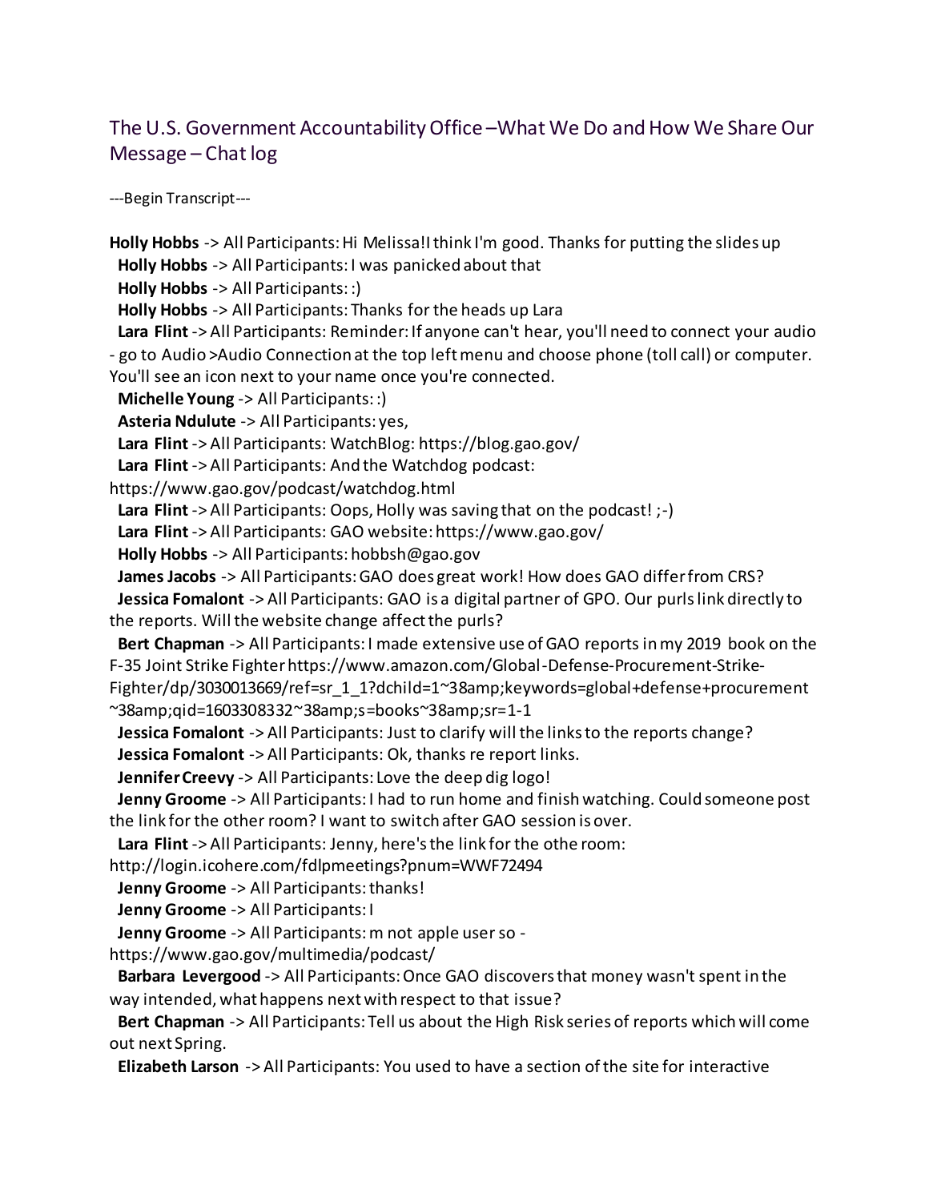# The U.S. Government Accountability Office –What We Do and How We Share Our Message – Chat log

---Begin Transcript---

**Holly Hobbs** -> All Participants: Hi Melissa!I think I'm good. Thanks for putting the slides up
**Holly Hobbs** -> All Participants: I was panicked about that
**Holly Hobbs** -> All Participants: :)
**Holly Hobbs** -> All Participants: Thanks for the heads up Lara
**Lara Flint** -> All Participants: Reminder: If anyone can't hear, you'll need to connect your audio - go to Audio >Audio Connection at the top left menu and choose phone (toll call) or computer. You'll see an icon next to your name once you're connected.
**Michelle Young** -> All Participants: :)
**Asteria Ndulute** -> All Participants: yes,
**Lara Flint** -> All Participants: WatchBlog: https://blog.gao.gov/
**Lara Flint** -> All Participants: And the Watchdog podcast: https://www.gao.gov/podcast/watchdog.html
**Lara Flint** -> All Participants: Oops, Holly was saving that on the podcast! ;-)
**Lara Flint** -> All Participants: GAO website: https://www.gao.gov/
**Holly Hobbs** -> All Participants: hobbsh@gao.gov
**James Jacobs** -> All Participants: GAO does great work! How does GAO differ from CRS?
**Jessica Fomalont** -> All Participants: GAO is a digital partner of GPO. Our purls link directly to the reports. Will the website change affect the purls?
**Bert Chapman** -> All Participants: I made extensive use of GAO reports in my 2019 book on the F-35 Joint Strike Fighter https://www.amazon.com/Global-Defense-Procurement-Strike-Fighter/dp/3030013669/ref=sr_1_1?dchild=1~38amp;keywords=global+defense+procurement~38amp;qid=1603308332~38amp;s=books~38amp;sr=1-1
**Jessica Fomalont** -> All Participants: Just to clarify will the links to the reports change?
**Jessica Fomalont** -> All Participants: Ok, thanks re report links.
**Jennifer Creevy** -> All Participants: Love the deep dig logo!
**Jenny Groome** -> All Participants: I had to run home and finish watching. Could someone post the link for the other room? I want to switch after GAO session is over.
**Lara Flint** -> All Participants: Jenny, here's the link for the othe room: http://login.icohere.com/fdlpmeetings?pnum=WWF72494
**Jenny Groome** -> All Participants: thanks!
**Jenny Groome** -> All Participants: I
**Jenny Groome** -> All Participants: m not apple user so - https://www.gao.gov/multimedia/podcast/
**Barbara Levergood** -> All Participants: Once GAO discovers that money wasn't spent in the way intended, what happens next with respect to that issue?
**Bert Chapman** -> All Participants: Tell us about the High Risk series of reports which will come out next Spring.
**Elizabeth Larson** -> All Participants: You used to have a section of the site for interactive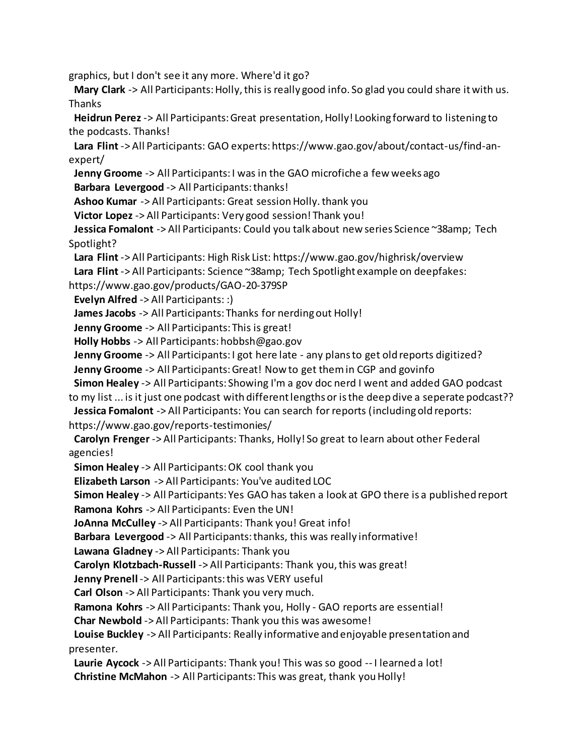graphics, but I don't see it any more. Where'd it go?

**Mary Clark** -> All Participants: Holly, this is really good info. So glad you could share it with us. Thanks

**Heidrun Perez** -> All Participants: Great presentation, Holly! Looking forward to listening to the podcasts. Thanks!

**Lara Flint** -> All Participants: GAO experts: https://www.gao.gov/about/contact-us/find-an-expert/

**Jenny Groome** -> All Participants: I was in the GAO microfiche a few weeks ago

**Barbara Levergood** -> All Participants: thanks!

**Ashoo Kumar** -> All Participants: Great session Holly. thank you

**Victor Lopez** -> All Participants: Very good session! Thank you!

**Jessica Fomalont** -> All Participants: Could you talk about new series Science ~38amp; Tech Spotlight?

**Lara Flint** -> All Participants: High Risk List: https://www.gao.gov/highrisk/overview

**Lara Flint** -> All Participants: Science ~38amp; Tech Spotlight example on deepfakes: https://www.gao.gov/products/GAO-20-379SP

**Evelyn Alfred** -> All Participants: :)

**James Jacobs** -> All Participants: Thanks for nerding out Holly!

**Jenny Groome** -> All Participants: This is great!

**Holly Hobbs** -> All Participants: hobbsh@gao.gov

**Jenny Groome** -> All Participants: I got here late - any plans to get old reports digitized?

**Jenny Groome** -> All Participants: Great! Now to get them in CGP and govinfo

**Simon Healey** -> All Participants: Showing I'm a gov doc nerd I went and added GAO podcast to my list ... is it just one podcast with different lengths or is the deep dive a seperate podcast??

**Jessica Fomalont** -> All Participants: You can search for reports (including old reports: https://www.gao.gov/reports-testimonies/

**Carolyn Frenger** -> All Participants: Thanks, Holly! So great to learn about other Federal agencies!

**Simon Healey** -> All Participants: OK cool thank you

**Elizabeth Larson** -> All Participants: You've audited LOC

**Simon Healey** -> All Participants: Yes GAO has taken a look at GPO there is a published report

**Ramona Kohrs** -> All Participants: Even the UN!

**JoAnna McCulley** -> All Participants: Thank you! Great info!

**Barbara Levergood** -> All Participants: thanks, this was really informative!

**Lawana Gladney** -> All Participants: Thank you

**Carolyn Klotzbach-Russell** -> All Participants: Thank you, this was great!

**Jenny Prenell** -> All Participants: this was VERY useful

**Carl Olson** -> All Participants: Thank you very much.

**Ramona Kohrs** -> All Participants: Thank you, Holly - GAO reports are essential!

**Char Newbold** -> All Participants: Thank you this was awesome!

**Louise Buckley** -> All Participants: Really informative and enjoyable presentation and presenter.

**Laurie Aycock** -> All Participants: Thank you! This was so good -- I learned a lot!

**Christine McMahon** -> All Participants: This was great, thank you Holly!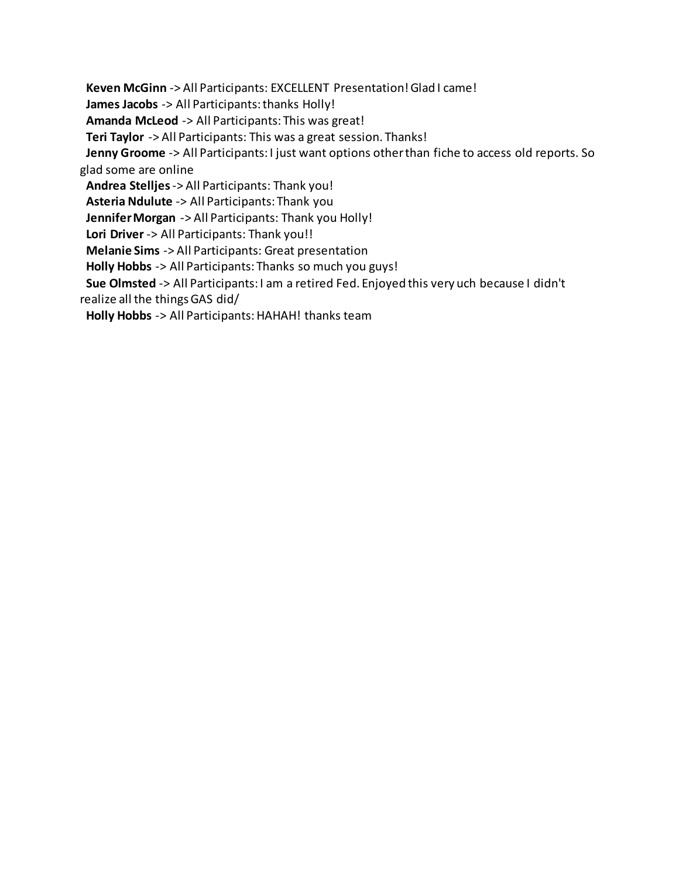**Keven McGinn** -> All Participants: EXCELLENT Presentation! Glad I came!

**James Jacobs** -> All Participants: thanks Holly!

**Amanda McLeod** -> All Participants: This was great!

**Teri Taylor** -> All Participants: This was a great session. Thanks!

**Jenny Groome** -> All Participants: I just want options other than fiche to access old reports. So glad some are online

**Andrea Stelljes** -> All Participants: Thank you!

**Asteria Ndulute** -> All Participants: Thank you

**Jennifer Morgan** -> All Participants: Thank you Holly!

**Lori Driver** -> All Participants: Thank you!!

**Melanie Sims** -> All Participants: Great presentation

**Holly Hobbs** -> All Participants: Thanks so much you guys!

**Sue Olmsted** -> All Participants: I am a retired Fed. Enjoyed this very uch because I didn't realize all the things GAS did/

**Holly Hobbs** -> All Participants: HAHAH! thanks team